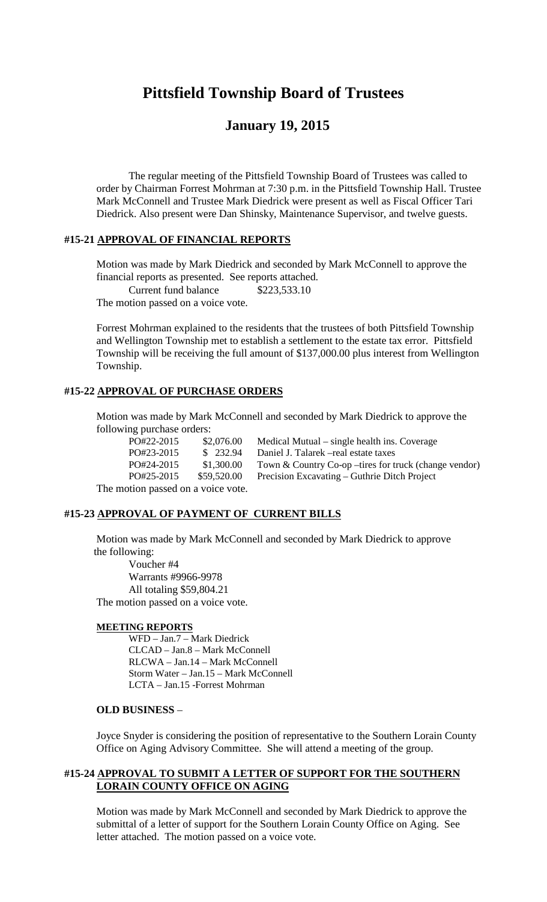# Pittsfield Township Board of Trustees

## January 19, 2015

The regular meeting of the Pittsfield Township Board of Trustees was called to order by Chairman Forrest Mohrman at 7:30 p.m. in the Pittsfield Township Hall. Trustee Mark McConnell and Trustee Mark Diedrick were present as well as Fiscal Officer Tari Diedrick. Also present were Dan Shinsky, Maintenance Supervisor, and twelve guests.

### #15-21 APPROVAL OF FINANCIAL REPORTS

Motion was made by Mark Diedrick and seconded by Mark McConnell to approve the financial reports as presented. See reports attached.

Current fund balance $223,533.10

The motion passed on a voice vote.

Forrest Mohrman explained to the residents that the trustees of both Pittsfield Township and Wellington Township met to establish a settlement to the estate tax error. Pittsfield Township will be receiving the full amount of $137,000.00 plus interest from Wellington Township.

### #15-22 APPROVAL OF PURCHASE ORDERS

Motion was made by Mark McConnell and seconded by Mark Diedrick to approve the following purchase orders:

| | | |
|---|---|---|
| PO#22-2015 | $2,076.00 | Medical Mutual – single health ins. Coverage |
| PO#23-2015 | $ 232.94 | Daniel J. Talarek –real estate taxes |
| PO#24-2015 | $1,300.00 | Town & Country Co-op –tires for truck (change vendor) |
| PO#25-2015 | $59,520.00 | Precision Excavating – Guthrie Ditch Project |

The motion passed on a voice vote.

### #15-23 APPROVAL OF PAYMENT OF CURRENT BILLS

Motion was made by Mark McConnell and seconded by Mark Diedrick to approve the following:

Voucher #4
Warrants #9966-9978
All totaling $59,804.21

The motion passed on a voice vote.

#### MEETING REPORTS

WFD – Jan.7 – Mark Diedrick
CLCAD – Jan.8 – Mark McConnell
RLCWA – Jan.14 – Mark McConnell
Storm Water – Jan.15 – Mark McConnell
LCTA – Jan.15 -Forrest Mohrman

#### OLD BUSINESS –

Joyce Snyder is considering the position of representative to the Southern Lorain County Office on Aging Advisory Committee. She will attend a meeting of the group.

### #15-24 APPROVAL TO SUBMIT A LETTER OF SUPPORT FOR THE SOUTHERN LORAIN COUNTY OFFICE ON AGING

Motion was made by Mark McConnell and seconded by Mark Diedrick to approve the submittal of a letter of support for the Southern Lorain County Office on Aging. See letter attached. The motion passed on a voice vote.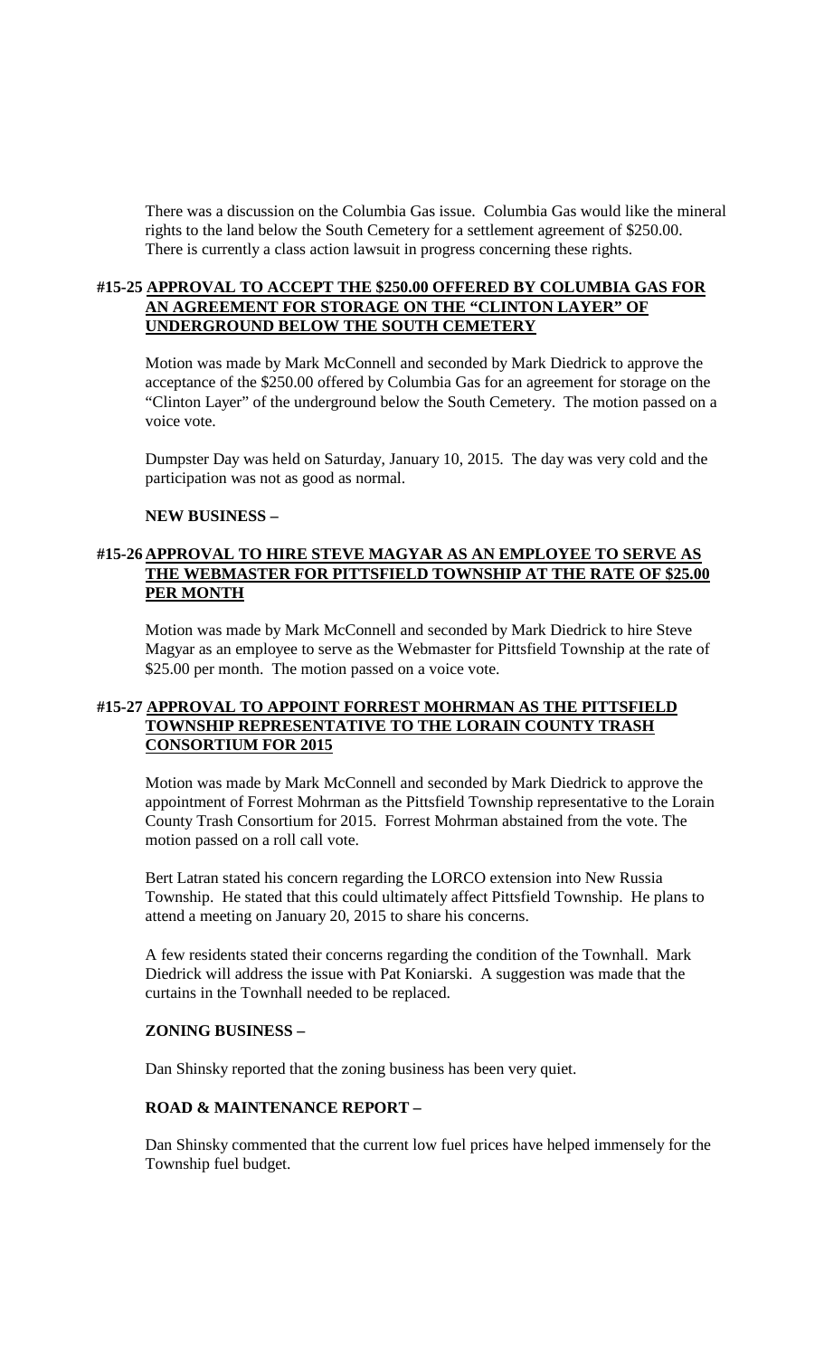There was a discussion on the Columbia Gas issue. Columbia Gas would like the mineral rights to the land below the South Cemetery for a settlement agreement of $250.00. There is currently a class action lawsuit in progress concerning these rights.

**#15-25 <u>APPROVAL TO ACCEPT THE $250.00 OFFERED BY COLUMBIA GAS FOR AN AGREEMENT FOR STORAGE ON THE "CLINTON LAYER" OF UNDERGROUND BELOW THE SOUTH CEMETERY</u>**

Motion was made by Mark McConnell and seconded by Mark Diedrick to approve the acceptance of the $250.00 offered by Columbia Gas for an agreement for storage on the "Clinton Layer" of the underground below the South Cemetery. The motion passed on a voice vote.

Dumpster Day was held on Saturday, January 10, 2015. The day was very cold and the participation was not as good as normal.

**NEW BUSINESS –**

**#15-26 <u>APPROVAL TO HIRE STEVE MAGYAR AS AN EMPLOYEE TO SERVE AS THE WEBMASTER FOR PITTSFIELD TOWNSHIP AT THE RATE OF $25.00 PER MONTH</u>**

Motion was made by Mark McConnell and seconded by Mark Diedrick to hire Steve Magyar as an employee to serve as the Webmaster for Pittsfield Township at the rate of $25.00 per month. The motion passed on a voice vote.

**#15-27 <u>APPROVAL TO APPOINT FORREST MOHRMAN AS THE PITTSFIELD TOWNSHIP REPRESENTATIVE TO THE LORAIN COUNTY TRASH CONSORTIUM FOR 2015</u>**

Motion was made by Mark McConnell and seconded by Mark Diedrick to approve the appointment of Forrest Mohrman as the Pittsfield Township representative to the Lorain County Trash Consortium for 2015. Forrest Mohrman abstained from the vote. The motion passed on a roll call vote.

Bert Latran stated his concern regarding the LORCO extension into New Russia Township. He stated that this could ultimately affect Pittsfield Township. He plans to attend a meeting on January 20, 2015 to share his concerns.

A few residents stated their concerns regarding the condition of the Townhall. Mark Diedrick will address the issue with Pat Koniarski. A suggestion was made that the curtains in the Townhall needed to be replaced.

**ZONING BUSINESS –**

Dan Shinsky reported that the zoning business has been very quiet.

**ROAD & MAINTENANCE REPORT –**

Dan Shinsky commented that the current low fuel prices have helped immensely for the Township fuel budget.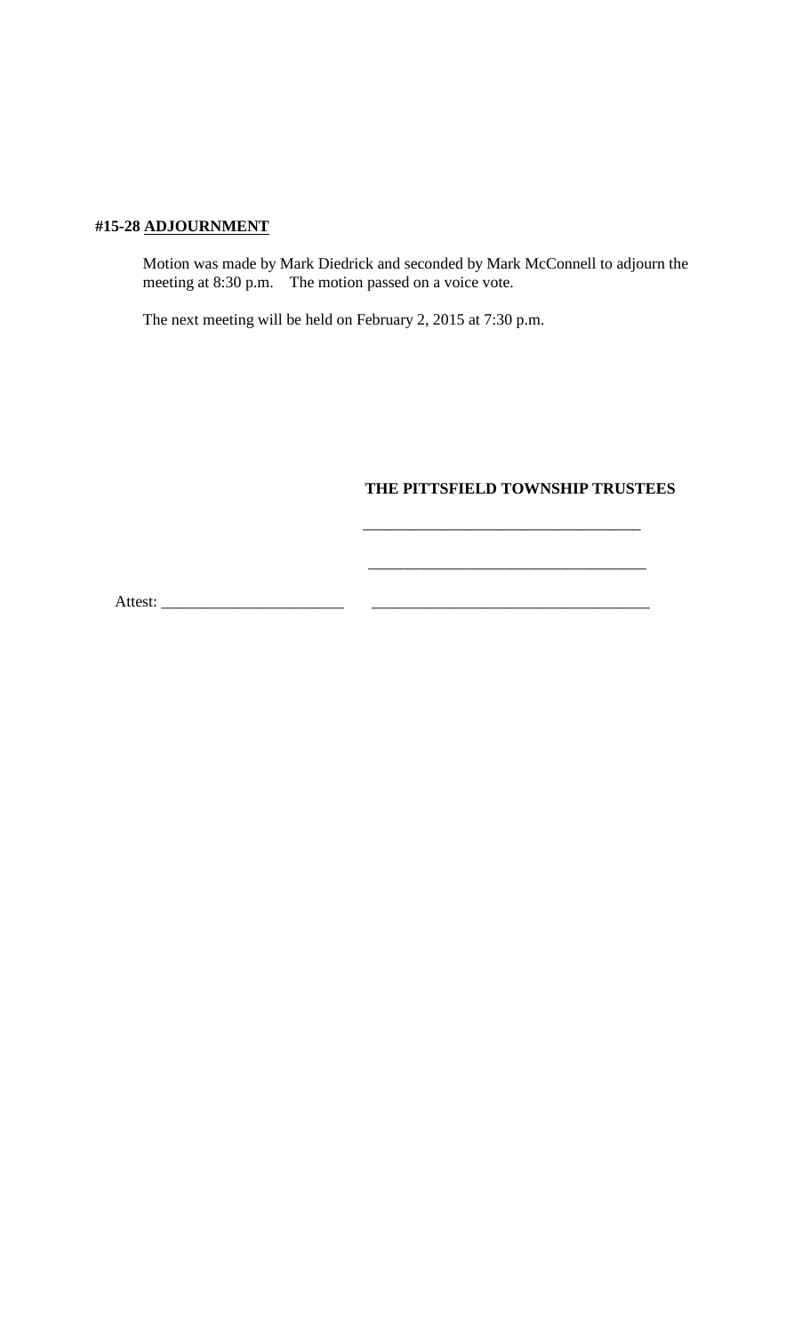**#15-28 ADJOURNMENT**

Motion was made by Mark Diedrick and seconded by Mark McConnell to adjourn the meeting at 8:30 p.m. The motion passed on a voice vote.

The next meeting will be held on February 2, 2015 at 7:30 p.m.

**THE PITTSFIELD TOWNSHIP TRUSTEES**

___________________________________

___________________________________

Attest: _______________________ ___________________________________